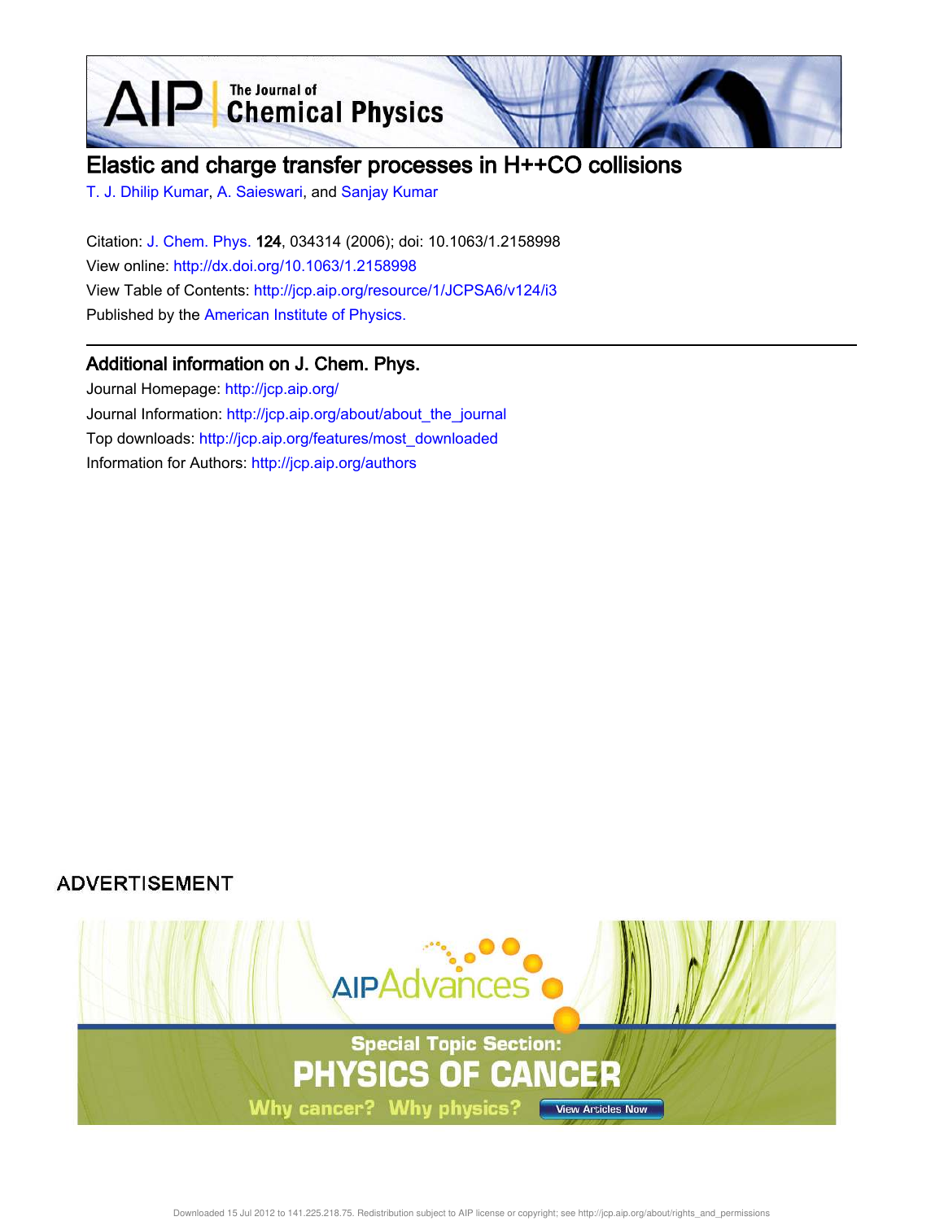# Elastic and charge transfer processes in H++CO collisions

T. J. Dhilip Kumar, A. Saieswari, and Sanjay Kumar

Citation: J. Chem. Phys. **124**, 034314 (2006); doi: 10.1063/1.2158998

View online: http://dx.doi.org/10.1063/1.2158998

View Table of Contents: http://jcp.aip.org/resource/1/JCPSA6/v124/i3

Published by the American Institute of Physics.

## Additional information on J. Chem. Phys.

Journal Homepage: http://jcp.aip.org/

Journal Information: http://jcp.aip.org/about/about_the_journal

Top downloads: http://jcp.aip.org/features/most_downloaded

Information for Authors: http://jcp.aip.org/authors

ADVERTISEMENT

Downloaded 15 Jul 2012 to 141.225.218.75. Redistribution subject to AIP license or copyright; see http://jcp.aip.org/about/rights_and_permissions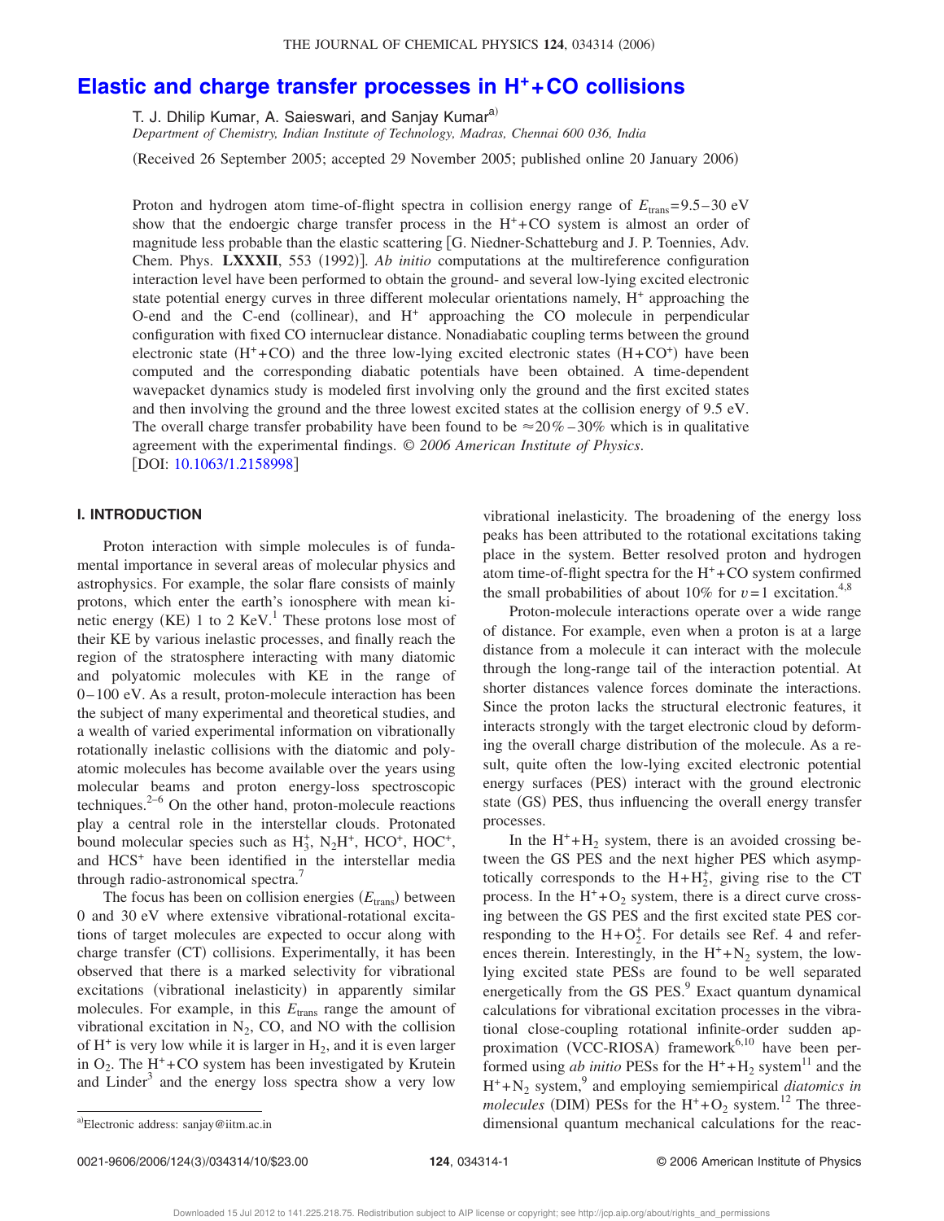# Elastic and charge transfer processes in $H^+$+CO collisions

T. J. Dhilip Kumar, A. Saieswari, and Sanjay Kumar[a)]

*Department of Chemistry, Indian Institute of Technology, Madras, Chennai 600 036, India*

(Received 26 September 2005; accepted 29 November 2005; published online 20 January 2006)

Proton and hydrogen atom time-of-flight spectra in collision energy range of $E_{\text{trans}}$=9.5–30 eV show that the endoergic charge transfer process in the $H^+$+CO system is almost an order of magnitude less probable than the elastic scattering [G. Niedner-Schatteburg and J. P. Toennies, Adv. Chem. Phys. **LXXXII**, 553 (1992)]. *Ab initio* computations at the multireference configuration interaction level have been performed to obtain the ground- and several low-lying excited electronic state potential energy curves in three different molecular orientations namely, $H^+$ approaching the O-end and the C-end (collinear), and $H^+$ approaching the CO molecule in perpendicular configuration with fixed CO internuclear distance. Nonadiabatic coupling terms between the ground electronic state ($H^+$+CO) and the three low-lying excited electronic states (H+$CO^+$) have been computed and the corresponding diabatic potentials have been obtained. A time-dependent wavepacket dynamics study is modeled first involving only the ground and the first excited states and then involving the ground and the three lowest excited states at the collision energy of 9.5 eV. The overall charge transfer probability have been found to be ≈20%–30% which is in qualitative agreement with the experimental findings. © *2006 American Institute of Physics*. [DOI: 10.1063/1.2158998]

## I. INTRODUCTION

Proton interaction with simple molecules is of fundamental importance in several areas of molecular physics and astrophysics. For example, the solar flare consists of mainly protons, which enter the earth's ionosphere with mean kinetic energy (KE) 1 to 2 KeV.[1] These protons lose most of their KE by various inelastic processes, and finally reach the region of the stratosphere interacting with many diatomic and polyatomic molecules with KE in the range of 0–100 eV. As a result, proton-molecule interaction has been the subject of many experimental and theoretical studies, and a wealth of varied experimental information on vibrationally rotationally inelastic collisions with the diatomic and polyatomic molecules has become available over the years using molecular beams and proton energy-loss spectroscopic techniques.[2–6] On the other hand, proton-molecule reactions play a central role in the interstellar clouds. Protonated bound molecular species such as $H_3^+$, $N_2H^+$, $HCO^+$, $HOC^+$, and $HCS^+$ have been identified in the interstellar media through radio-astronomical spectra.[7]

The focus has been on collision energies ($E_{\text{trans}}$) between 0 and 30 eV where extensive vibrational-rotational excitations of target molecules are expected to occur along with charge transfer (CT) collisions. Experimentally, it has been observed that there is a marked selectivity for vibrational excitations (vibrational inelasticity) in apparently similar molecules. For example, in this $E_{\text{trans}}$ range the amount of vibrational excitation in $N_2$, CO, and NO with the collision of $H^+$ is very low while it is larger in $H_2$, and it is even larger in $O_2$. The $H^+$+CO system has been investigated by Krutein and Linder[3] and the energy loss spectra show a very low vibrational inelasticity. The broadening of the energy loss peaks has been attributed to the rotational excitations taking place in the system. Better resolved proton and hydrogen atom time-of-flight spectra for the $H^+$+CO system confirmed the small probabilities of about 10% for $v=1$ excitation.[4,8]

Proton-molecule interactions operate over a wide range of distance. For example, even when a proton is at a large distance from a molecule it can interact with the molecule through the long-range tail of the interaction potential. At shorter distances valence forces dominate the interactions. Since the proton lacks the structural electronic features, it interacts strongly with the target electronic cloud by deforming the overall charge distribution of the molecule. As a result, quite often the low-lying excited electronic potential energy surfaces (PES) interact with the ground electronic state (GS) PES, thus influencing the overall energy transfer processes.

In the $H^+$+$H_2$ system, there is an avoided crossing between the GS PES and the next higher PES which asymptotically corresponds to the H+$H_2^+$, giving rise to the CT process. In the $H^+$+$O_2$ system, there is a direct curve crossing between the GS PES and the first excited state PES corresponding to the H+$O_2^+$. For details see Ref. 4 and references therein. Interestingly, in the $H^+$+$N_2$ system, the low-lying excited state PESs are found to be well separated energetically from the GS PES.[9] Exact quantum dynamical calculations for vibrational excitation processes in the vibrational close-coupling rotational infinite-order sudden approximation (VCC-RIOSA) framework[6,10] have been performed using *ab initio* PESs for the $H^+$+$H_2$ system[11] and the $H^+$+$N_2$ system,[9] and employing semiempirical *diatomics in molecules* (DIM) PESs for the $H^+$+$O_2$ system.[12] The three-dimensional quantum mechanical calculations for the reac-

a)Electronic address: sanjay@iitm.ac.in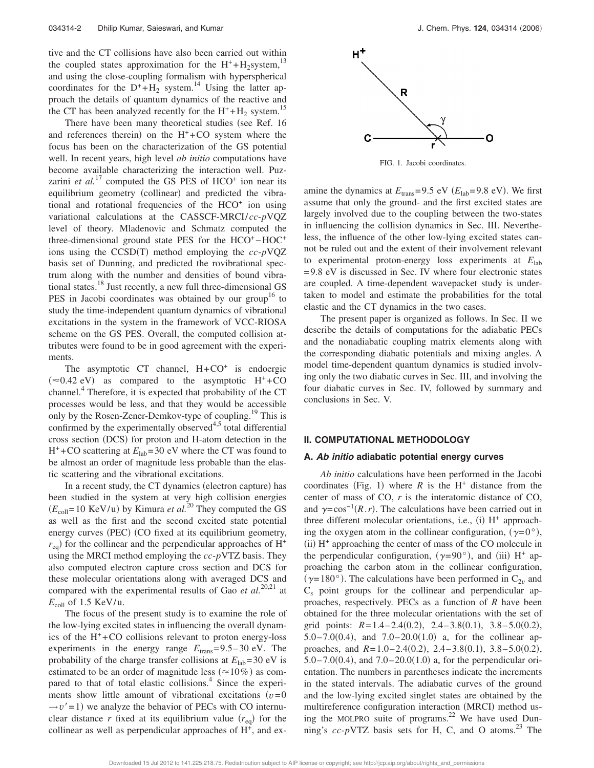tive and the CT collisions have also been carried out within the coupled states approximation for the $H^+ + H_2$ system,[13] and using the close-coupling formalism with hyperspherical coordinates for the $D^+ + H_2$ system.[14] Using the latter approach the details of quantum dynamics of the reactive and the CT has been analyzed recently for the $H^+ + H_2$ system.[15]

There have been many theoretical studies (see Ref. 16 and references therein) on the $H^+$+CO system where the focus has been on the characterization of the GS potential well. In recent years, high level *ab initio* computations have become available characterizing the interaction well. Puzzarini *et al.*[17] computed the GS PES of $HCO^+$ ion near its equilibrium geometry (collinear) and predicted the vibrational and rotational frequencies of the $HCO^+$ ion using variational calculations at the CASSCF-MRCI/*cc-p*VQZ level of theory. Mladenovic and Schmatz computed the three-dimensional ground state PES for the $HCO^+$–$HOC^+$ ions using the CCSD(T) method employing the *cc-p*VQZ basis set of Dunning, and predicted the rovibrational spectrum along with the number and densities of bound vibrational states.[18] Just recently, a new full three-dimensional GS PES in Jacobi coordinates was obtained by our group[16] to study the time-independent quantum dynamics of vibrational excitations in the system in the framework of VCC-RIOSA scheme on the GS PES. Overall, the computed collision attributes were found to be in good agreement with the experiments.

The asymptotic CT channel, $H+CO^+$ is endoergic ($\approx$0.42 eV) as compared to the asymptotic $H^+$+CO channel.[4] Therefore, it is expected that probability of the CT processes would be less, and that they would be accessible only by the Rosen-Zener-Demkov-type of coupling.[19] This is confirmed by the experimentally observed[4,5] total differential cross section (DCS) for proton and H-atom detection in the $H^+$+CO scattering at $E_{lab}$=30 eV where the CT was found to be almost an order of magnitude less probable than the elastic scattering and the vibrational excitations.

In a recent study, the CT dynamics (electron capture) has been studied in the system at very high collision energies ($E_{coll}$=10 KeV/u) by Kimura *et al.*[20] They computed the GS as well as the first and the second excited state potential energy curves (PEC) (CO fixed at its equilibrium geometry, $r_{eq}$) for the collinear and the perpendicular approaches of $H^+$ using the MRCI method employing the *cc-p*VTZ basis. They also computed electron capture cross section and DCS for these molecular orientations along with averaged DCS and compared with the experimental results of Gao *et al.*[20,21] at $E_{coll}$ of 1.5 KeV/u.

The focus of the present study is to examine the role of the low-lying excited states in influencing the overall dynamics of the $H^+$+CO collisions relevant to proton energy-loss experiments in the energy range $E_{trans}$=9.5–30 eV. The probability of the charge transfer collisions at $E_{lab}$=30 eV is estimated to be an order of magnitude less ($\approx$10%) as compared to that of total elastic collisions.[4] Since the experiments show little amount of vibrational excitations ($v=0 \rightarrow v'=1$) we analyze the behavior of PECs with CO internuclear distance $r$ fixed at its equilibrium value ($r_{eq}$) for the collinear as well as perpendicular approaches of $H^+$, and examine the dynamics at $E_{trans}$=9.5 eV ($E_{lab}$=9.8 eV). We first assume that only the ground- and the first excited states are largely involved due to the coupling between the two-states in influencing the collision dynamics in Sec. III. Nevertheless, the influence of the other low-lying excited states cannot be ruled out and the extent of their involvement relevant to experimental proton-energy loss experiments at $E_{lab}$=9.8 eV is discussed in Sec. IV where four electronic states are coupled. A time-dependent wavepacket study is undertaken to model and estimate the probabilities for the total elastic and the CT dynamics in the two cases.

The present paper is organized as follows. In Sec. II we describe the details of computations for the adiabatic PECs and the nonadiabatic coupling matrix elements along with the corresponding diabatic potentials and mixing angles. A model time-dependent quantum dynamics is studied involving only the two diabatic curves in Sec. III, and involving the four diabatic curves in Sec. IV, followed by summary and conclusions in Sec. V.

FIG. 1. Jacobi coordinates.

## II. COMPUTATIONAL METHODOLOGY

### A. *Ab initio* adiabatic potential energy curves

*Ab initio* calculations have been performed in the Jacobi coordinates (Fig. 1) where $R$ is the $H^+$ distance from the center of mass of CO, $r$ is the interatomic distance of CO, and $\gamma=\cos^{-1}(R.r)$. The calculations have been carried out in three different molecular orientations, i.e., (i) $H^+$ approaching the oxygen atom in the collinear configuration, ($\gamma=0°$), (ii) $H^+$ approaching the center of mass of the CO molecule in the perpendicular configuration, ($\gamma=90°$), and (iii) $H^+$ approaching the carbon atom in the collinear configuration, ($\gamma=180°$). The calculations have been performed in $C_{2v}$ and $C_s$ point groups for the collinear and perpendicular approaches, respectively. PECs as a function of $R$ have been obtained for the three molecular orientations with the set of grid points: $R$=1.4–2.4(0.2), 2.4–3.8(0.1), 3.8–5.0(0.2), 5.0–7.0(0.4), and 7.0–20.0(1.0) $a_\circ$ for the collinear approaches, and $R$=1.0–2.4(0.2), 2.4–3.8(0.1), 3.8–5.0(0.2), 5.0–7.0(0.4), and 7.0–20.0(1.0) $a_\circ$ for the perpendicular orientation. The numbers in parentheses indicate the increments in the stated intervals. The adiabatic curves of the ground and the low-lying excited singlet states are obtained by the multireference configuration interaction (MRCI) method using the MOLPRO suite of programs.[22] We have used Dunning's *cc-p*VTZ basis sets for H, C, and O atoms.[23] The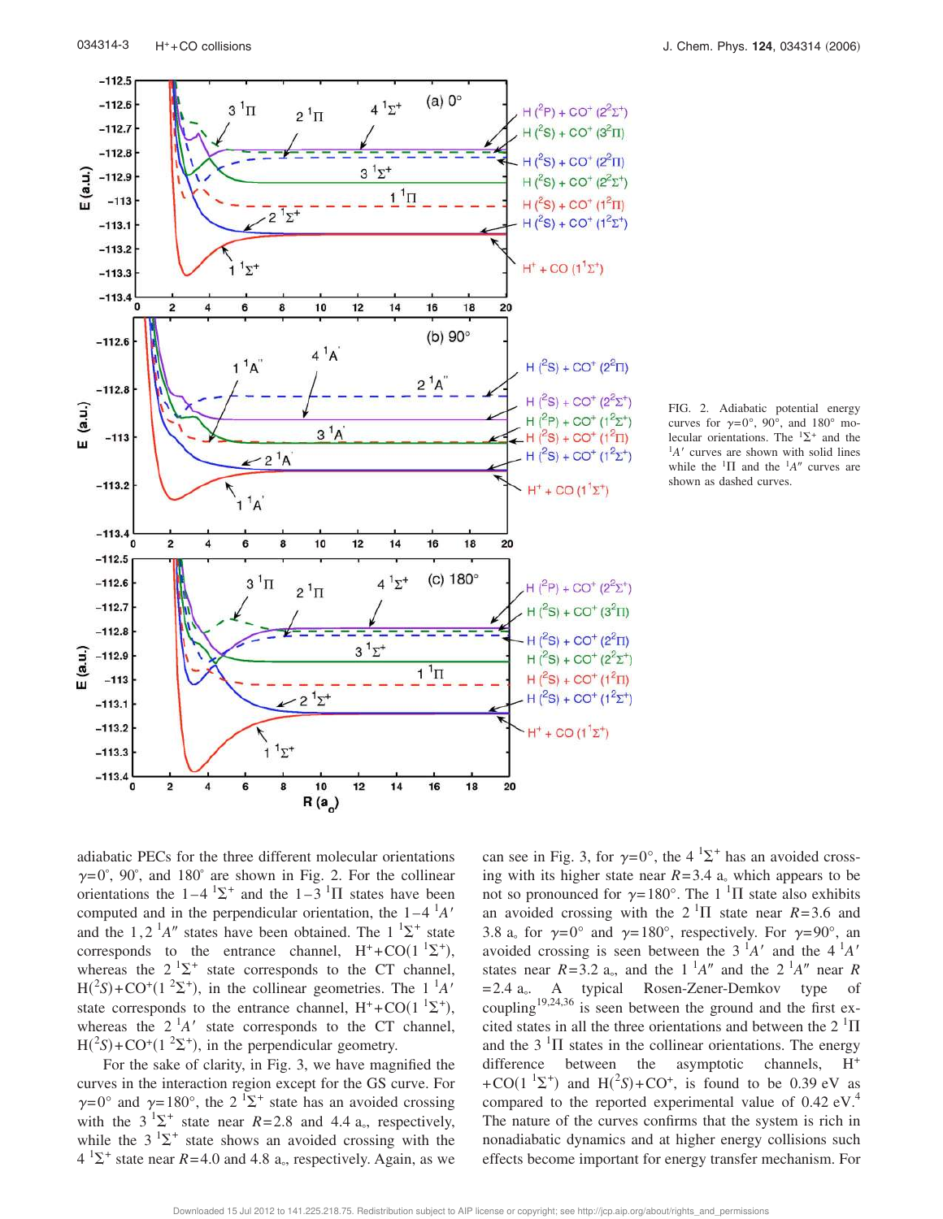FIG. 2. Adiabatic potential energy curves for $\gamma=0°$, 90°, and 180° molecular orientations. The ${}^1\Sigma^+$ and the ${}^1A'$ curves are shown with solid lines while the ${}^1\Pi$ and the ${}^1A''$ curves are shown as dashed curves.

adiabatic PECs for the three different molecular orientations $\gamma=0°$, 90°, and 180° are shown in Fig. 2. For the collinear orientations the 1–4 ${}^1\Sigma^+$ and the 1–3 ${}^1\Pi$ states have been computed and in the perpendicular orientation, the 1–4 ${}^1A'$ and the 1,2 ${}^1A''$ states have been obtained. The 1 ${}^1\Sigma^+$ state corresponds to the entrance channel, $H^+$+CO($1\,{}^1\Sigma^+$), whereas the 2 ${}^1\Sigma^+$ state corresponds to the CT channel, $H({}^2S)$+$CO^+$($1\,{}^2\Sigma^+$), in the collinear geometries. The 1 ${}^1A'$ state corresponds to the entrance channel, $H^+$+CO($1\,{}^1\Sigma^+$), whereas the 2 ${}^1A'$ state corresponds to the CT channel, $H({}^2S)$+$CO^+$($1\,{}^2\Sigma^+$), in the perpendicular geometry.

For the sake of clarity, in Fig. 3, we have magnified the curves in the interaction region except for the GS curve. For $\gamma=0°$ and $\gamma=180°$, the 2 ${}^1\Sigma^+$ state has an avoided crossing with the 3 ${}^1\Sigma^+$ state near $R=2.8$ and 4.4 $a_o$, respectively, while the 3 ${}^1\Sigma^+$ state shows an avoided crossing with the 4 ${}^1\Sigma^+$ state near $R=4.0$ and 4.8 $a_o$, respectively. Again, as we can see in Fig. 3, for $\gamma=0°$, the 4 ${}^1\Sigma^+$ has an avoided crossing with its higher state near $R=3.4$ $a_o$ which appears to be not so pronounced for $\gamma=180°$. The 1 ${}^1\Pi$ state also exhibits an avoided crossing with the 2 ${}^1\Pi$ state near $R=3.6$ and 3.8 $a_o$ for $\gamma=0°$ and $\gamma=180°$, respectively. For $\gamma=90°$, an avoided crossing is seen between the 3 ${}^1A'$ and the 4 ${}^1A'$ states near $R=3.2$ $a_o$, and the 1 ${}^1A''$ and the 2 ${}^1A''$ near $R=2.4$ $a_o$. A typical Rosen-Zener-Demkov type of coupling[19,24,36] is seen between the ground and the first excited states in all the three orientations and between the 2 ${}^1\Pi$ and the 3 ${}^1\Pi$ states in the collinear orientations. The energy difference between the asymptotic channels, $H^+$+CO($1\,{}^1\Sigma^+$) and $H({}^2S)$+$CO^+$, is found to be 0.39 eV as compared to the reported experimental value of 0.42 eV.[4] The nature of the curves confirms that the system is rich in nonadiabatic dynamics and at higher energy collisions such effects become important for energy transfer mechanism. For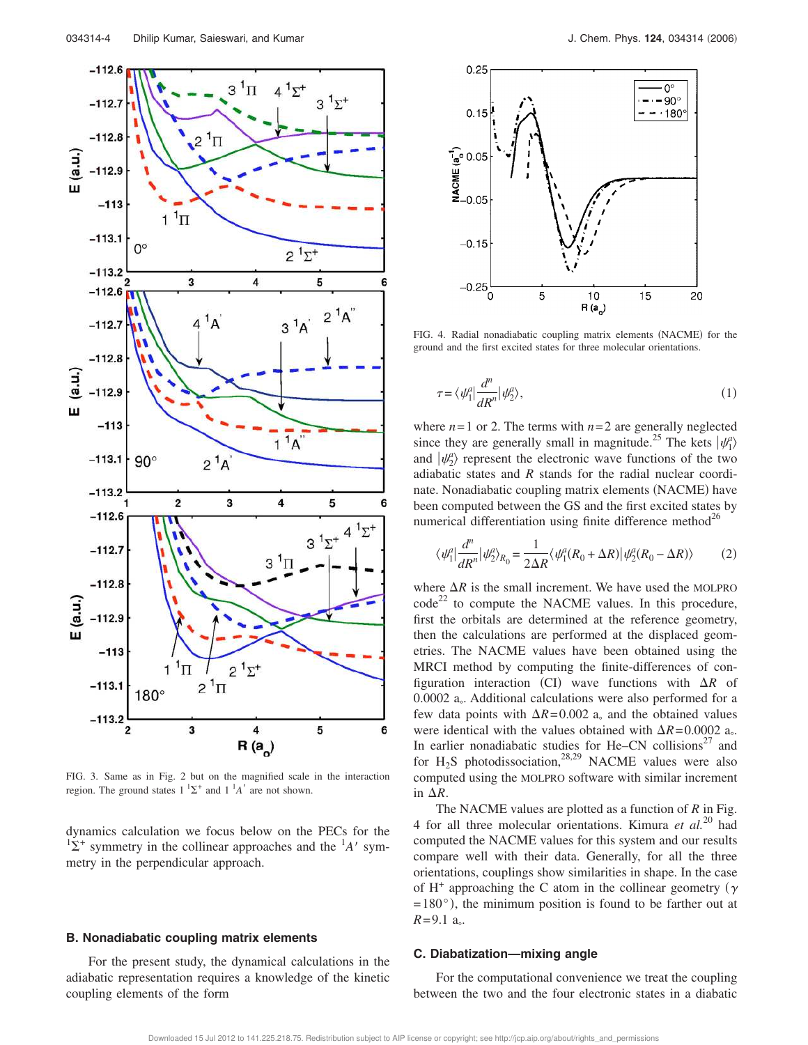FIG. 3. Same as in Fig. 2 but on the magnified scale in the interaction region. The ground states $1\,^1\Sigma^+$ and $1\,^1A'$ are not shown.

dynamics calculation we focus below on the PECs for the $^1\Sigma^+$ symmetry in the collinear approaches and the $^1A'$ symmetry in the perpendicular approach.

### B. Nonadiabatic coupling matrix elements

For the present study, the dynamical calculations in the adiabatic representation requires a knowledge of the kinetic coupling elements of the form

$$\tau = \langle \psi_1^a | \frac{d^n}{dR^n} | \psi_2^a \rangle, \tag{1}$$

where $n=1$ or 2. The terms with $n=2$ are generally neglected since they are generally small in magnitude.[25] The kets $|\psi_1^a\rangle$ and $|\psi_2^a\rangle$ represent the electronic wave functions of the two adiabatic states and $R$ stands for the radial nuclear coordinate. Nonadiabatic coupling matrix elements (NACME) have been computed between the GS and the first excited states by numerical differentiation using finite difference method[26]

$$\langle \psi_1^a | \frac{d^n}{dR^n} | \psi_2^a \rangle_{R_0} = \frac{1}{2\Delta R} \langle \psi_1^a(R_0+\Delta R) | \psi_2^a(R_0-\Delta R) \rangle \tag{2}$$

where $\Delta R$ is the small increment. We have used the MOLPRO code[22] to compute the NACME values. In this procedure, first the orbitals are determined at the reference geometry, then the calculations are performed at the displaced geometries. The NACME values have been obtained using the MRCI method by computing the finite-differences of configuration interaction (CI) wave functions with $\Delta R$ of 0.0002 a$_\circ$. Additional calculations were also performed for a few data points with $\Delta R$=0.002 a$_\circ$ and the obtained values were identical with the values obtained with $\Delta R$=0.0002 a$_\circ$. In earlier nonadiabatic studies for He–CN collisions[27] and for $H_2S$ photodissociation,[28,29] NACME values were also computed using the MOLPRO software with similar increment in $\Delta R$.

FIG. 4. Radial nonadiabatic coupling matrix elements (NACME) for the ground and the first excited states for three molecular orientations.

The NACME values are plotted as a function of $R$ in Fig. 4 for all three molecular orientations. Kimura *et al.*[20] had computed the NACME values for this system and our results compare well with their data. Generally, for all the three orientations, couplings show similarities in shape. In the case of $H^+$ approaching the C atom in the collinear geometry ($\gamma$ =180°), the minimum position is found to be farther out at $R$=9.1 a$_\circ$.

### C. Diabatization—mixing angle

For the computational convenience we treat the coupling between the two and the four electronic states in a diabatic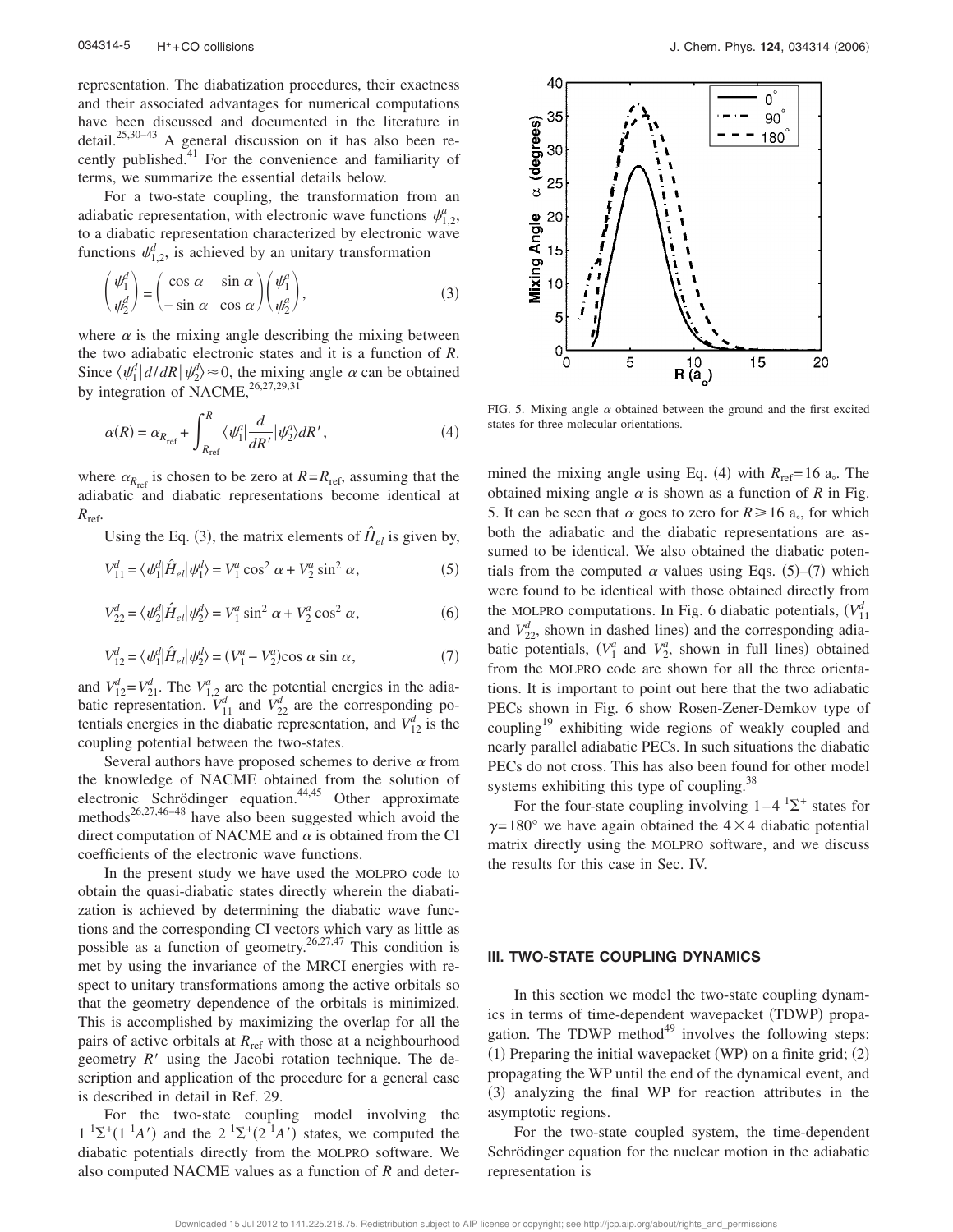representation. The diabatization procedures, their exactness and their associated advantages for numerical computations have been discussed and documented in the literature in detail.[25,30–43] A general discussion on it has also been recently published.[41] For the convenience and familiarity of terms, we summarize the essential details below.

For a two-state coupling, the transformation from an adiabatic representation, with electronic wave functions $\psi^a_{1,2}$, to a diabatic representation characterized by electronic wave functions $\psi^d_{1,2}$, is achieved by an unitary transformation

$$\begin{pmatrix} \psi^d_1 \\ \psi^d_2 \end{pmatrix} = \begin{pmatrix} \cos\alpha & \sin\alpha \\ -\sin\alpha & \cos\alpha \end{pmatrix} \begin{pmatrix} \psi^a_1 \\ \psi^a_2 \end{pmatrix}, \tag{3}$$

where $\alpha$ is the mixing angle describing the mixing between the two adiabatic electronic states and it is a function of $R$. Since $\langle \psi^d_1 | d/dR | \psi^d_2 \rangle \approx 0$, the mixing angle $\alpha$ can be obtained by integration of NACME,[26,27,29,31]

$$\alpha(R) = \alpha_{R_{\rm ref}} + \int_{R_{\rm ref}}^{R} \langle \psi^a_1 | \frac{d}{dR'} | \psi^a_2 \rangle dR', \tag{4}$$

where $\alpha_{R_{\rm ref}}$ is chosen to be zero at $R = R_{\rm ref}$, assuming that the adiabatic and diabatic representations become identical at $R_{\rm ref}$.

Using the Eq. (3), the matrix elements of $\hat{H}_{el}$ is given by,

$$V^d_{11} = \langle \psi^d_1 | \hat{H}_{el} | \psi^d_1 \rangle = V^a_1 \cos^2\alpha + V^a_2 \sin^2\alpha, \tag{5}$$

$$V^d_{22} = \langle \psi^d_2 | \hat{H}_{el} | \psi^d_2 \rangle = V^a_1 \sin^2\alpha + V^a_2 \cos^2\alpha, \tag{6}$$

$$V^d_{12} = \langle \psi^d_1 | \hat{H}_{el} | \psi^d_2 \rangle = (V^a_1 - V^a_2)\cos\alpha \sin\alpha, \tag{7}$$

and $V^d_{12} = V^d_{21}$. The $V^a_{1,2}$ are the potential energies in the adiabatic representation. $V^d_{11}$ and $V^d_{22}$ are the corresponding potentials energies in the diabatic representation, and $V^d_{12}$ is the coupling potential between the two-states.

Several authors have proposed schemes to derive $\alpha$ from the knowledge of NACME obtained from the solution of electronic Schrödinger equation.[44,45] Other approximate methods[26,27,46–48] have also been suggested which avoid the direct computation of NACME and $\alpha$ is obtained from the CI coefficients of the electronic wave functions.

In the present study we have used the MOLPRO code to obtain the quasi-diabatic states directly wherein the diabatization is achieved by determining the diabatic wave functions and the corresponding CI vectors which vary as little as possible as a function of geometry.[26,27,47] This condition is met by using the invariance of the MRCI energies with respect to unitary transformations among the active orbitals so that the geometry dependence of the orbitals is minimized. This is accomplished by maximizing the overlap for all the pairs of active orbitals at $R_{\rm ref}$ with those at a neighbourhood geometry $R'$ using the Jacobi rotation technique. The description and application of the procedure for a general case is described in detail in Ref. 29.

For the two-state coupling model involving the $1\,^1\Sigma^+(1\,^1A')$ and the $2\,^1\Sigma^+(2\,^1A')$ states, we computed the diabatic potentials directly from the MOLPRO software. We also computed NACME values as a function of $R$ and determined the mixing angle using Eq. (4) with $R_{\rm ref} = 16$ a$_\circ$. The obtained mixing angle $\alpha$ is shown as a function of $R$ in Fig. 5. It can be seen that $\alpha$ goes to zero for $R \geq 16$ a$_\circ$, for which both the adiabatic and the diabatic representations are assumed to be identical. We also obtained the diabatic potentials from the computed $\alpha$ values using Eqs. (5)–(7) which were found to be identical with those obtained directly from the MOLPRO computations. In Fig. 6 diabatic potentials, ($V^d_{11}$ and $V^d_{22}$, shown in dashed lines) and the corresponding adiabatic potentials, ($V^a_1$ and $V^a_2$, shown in full lines) obtained from the MOLPRO code are shown for all the three orientations. It is important to point out here that the two adiabatic PECs shown in Fig. 6 show Rosen-Zener-Demkov type of coupling[19] exhibiting wide regions of weakly coupled and nearly parallel adiabatic PECs. In such situations the diabatic PECs do not cross. This has also been found for other model systems exhibiting this type of coupling.[38]

FIG. 5. Mixing angle $\alpha$ obtained between the ground and the first excited states for three molecular orientations.

For the four-state coupling involving $1-4\,^1\Sigma^+$ states for $\gamma = 180°$ we have again obtained the $4 \times 4$ diabatic potential matrix directly using the MOLPRO software, and we discuss the results for this case in Sec. IV.

## III. TWO-STATE COUPLING DYNAMICS

In this section we model the two-state coupling dynamics in terms of time-dependent wavepacket (TDWP) propagation. The TDWP method[49] involves the following steps: (1) Preparing the initial wavepacket (WP) on a finite grid; (2) propagating the WP until the end of the dynamical event, and (3) analyzing the final WP for reaction attributes in the asymptotic regions.

For the two-state coupled system, the time-dependent Schrödinger equation for the nuclear motion in the adiabatic representation is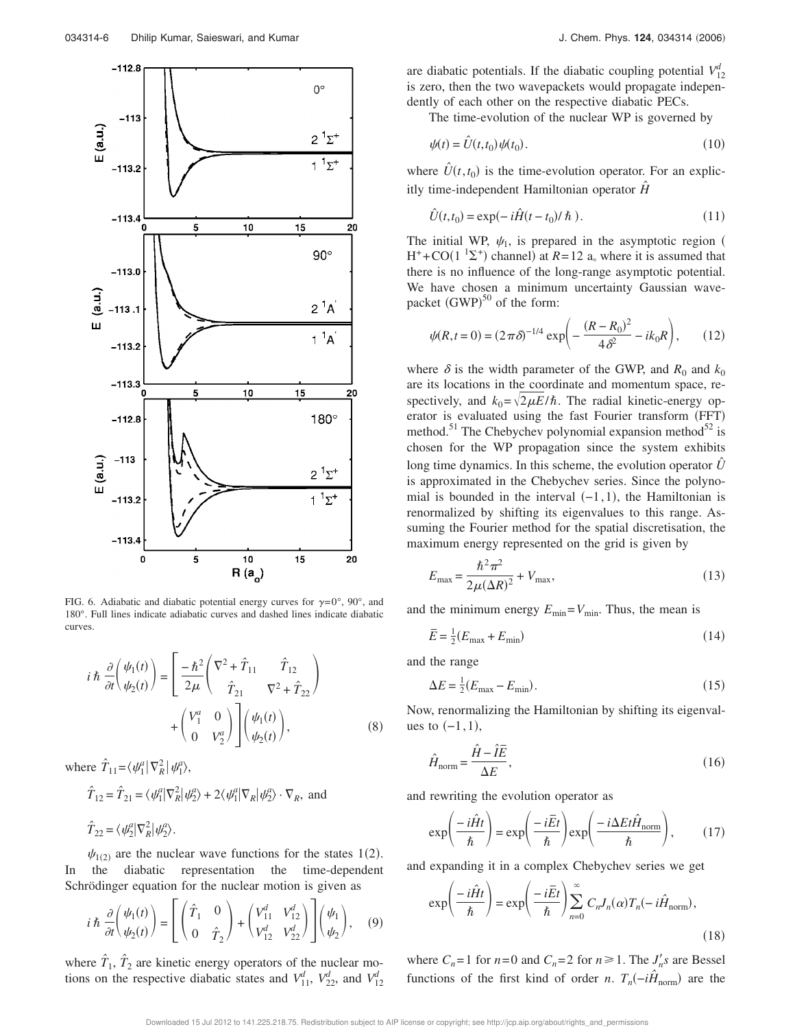FIG. 6. Adiabatic and diabatic potential energy curves for $\gamma=0°$, 90°, and 180°. Full lines indicate adiabatic curves and dashed lines indicate diabatic curves.

$$
i\hbar \frac{\partial}{\partial t}\begin{pmatrix} \psi_1(t) \\ \psi_2(t) \end{pmatrix} = \left[ \frac{-\hbar^2}{2\mu}\begin{pmatrix} \nabla^2 + \hat{T}_{11} & \hat{T}_{12} \\ \hat{T}_{21} & \nabla^2 + \hat{T}_{22} \end{pmatrix} + \begin{pmatrix} V_1^a & 0 \\ 0 & V_2^a \end{pmatrix} \right] \begin{pmatrix} \psi_1(t) \\ \psi_2(t) \end{pmatrix}, \tag{8}
$$

where $\hat{T}_{11} = \langle \psi_1^a | \nabla_R^2 | \psi_1^a \rangle$,

$\hat{T}_{12} = \hat{T}_{21} = \langle \psi_1^a | \nabla_R^2 | \psi_2^a \rangle + 2\langle \psi_1^a | \nabla_R | \psi_2^a \rangle \cdot \nabla_R$, and

$\hat{T}_{22} = \langle \psi_2^a | \nabla_R^2 | \psi_2^a \rangle$.

$\psi_{1(2)}$ are the nuclear wave functions for the states 1(2). In the diabatic representation the time-dependent Schrödinger equation for the nuclear motion is given as

$$
i\hbar \frac{\partial}{\partial t}\begin{pmatrix} \psi_1(t) \\ \psi_2(t) \end{pmatrix} = \left[ \begin{pmatrix} \hat{T}_1 & 0 \\ 0 & \hat{T}_2 \end{pmatrix} + \begin{pmatrix} V_{11}^d & V_{12}^d \\ V_{12}^d & V_{22}^d \end{pmatrix} \right] \begin{pmatrix} \psi_1 \\ \psi_2 \end{pmatrix}, \tag{9}
$$

where $\hat{T}_1$, $\hat{T}_2$ are kinetic energy operators of the nuclear motions on the respective diabatic states and $V_{11}^d$, $V_{22}^d$, and $V_{12}^d$ are diabatic potentials. If the diabatic coupling potential $V_{12}^d$ is zero, then the two wavepackets would propagate independently of each other on the respective diabatic PECs.

The time-evolution of the nuclear WP is governed by

$$
\psi(t) = \hat{U}(t,t_0)\psi(t_0). \tag{10}
$$

where $\hat{U}(t,t_0)$ is the time-evolution operator. For an explicitly time-independent Hamiltonian operator $\hat{H}$

$$
\hat{U}(t,t_0) = \exp(-i\hat{H}(t-t_0)/\hbar). \tag{11}
$$

The initial WP, $\psi_1$, is prepared in the asymptotic region ( $H^+ + CO(1\,^1\Sigma^+)$ channel) at $R=12$ a$_\circ$ where it is assumed that there is no influence of the long-range asymptotic potential. We have chosen a minimum uncertainty Gaussian wavepacket (GWP)[50] of the form:

$$
\psi(R,t=0) = (2\pi\delta)^{-1/4} \exp\left( -\frac{(R-R_0)^2}{4\delta^2} - ik_0 R \right), \tag{12}
$$

where $\delta$ is the width parameter of the GWP, and $R_0$ and $k_0$ are its locations in the coordinate and momentum space, respectively, and $k_0 = \sqrt{2\mu E}/\hbar$. The radial kinetic-energy operator is evaluated using the fast Fourier transform (FFT) method.[51] The Chebychev polynomial expansion method[52] is chosen for the WP propagation since the system exhibits long time dynamics. In this scheme, the evolution operator $\hat{U}$ is approximated in the Chebychev series. Since the polynomial is bounded in the interval $(-1,1)$, the Hamiltonian is renormalized by shifting its eigenvalues to this range. Assuming the Fourier method for the spatial discretisation, the maximum energy represented on the grid is given by

$$
E_{\max} = \frac{\hbar^2 \pi^2}{2\mu(\Delta R)^2} + V_{\max}, \tag{13}
$$

and the minimum energy $E_{\min} = V_{\min}$. Thus, the mean is

$$
\bar{E} = \tfrac{1}{2}(E_{\max} + E_{\min}) \tag{14}
$$

and the range

$$
\Delta E = \tfrac{1}{2}(E_{\max} - E_{\min}). \tag{15}
$$

Now, renormalizing the Hamiltonian by shifting its eigenvalues to $(-1,1)$,

$$
\hat{H}_{\text{norm}} = \frac{\hat{H} - \hat{I}\bar{E}}{\Delta E}, \tag{16}
$$

and rewriting the evolution operator as

$$
\exp\left( \frac{-i\hat{H}t}{\hbar} \right) = \exp\left( \frac{-i\bar{E}t}{\hbar} \right) \exp\left( \frac{-i\Delta E t \hat{H}_{\text{norm}}}{\hbar} \right), \tag{17}
$$

and expanding it in a complex Chebychev series we get

$$
\exp\left( \frac{-i\hat{H}t}{\hbar} \right) = \exp\left( \frac{-i\bar{E}t}{\hbar} \right) \sum_{n=0}^{\infty} C_n J_n(\alpha) T_n(-i\hat{H}_{\text{norm}}), \tag{18}
$$

where $C_n = 1$ for $n=0$ and $C_n = 2$ for $n \geqslant 1$. The $J_n's$ are Bessel functions of the first kind of order $n$. $T_n(-i\hat{H}_{\text{norm}})$ are the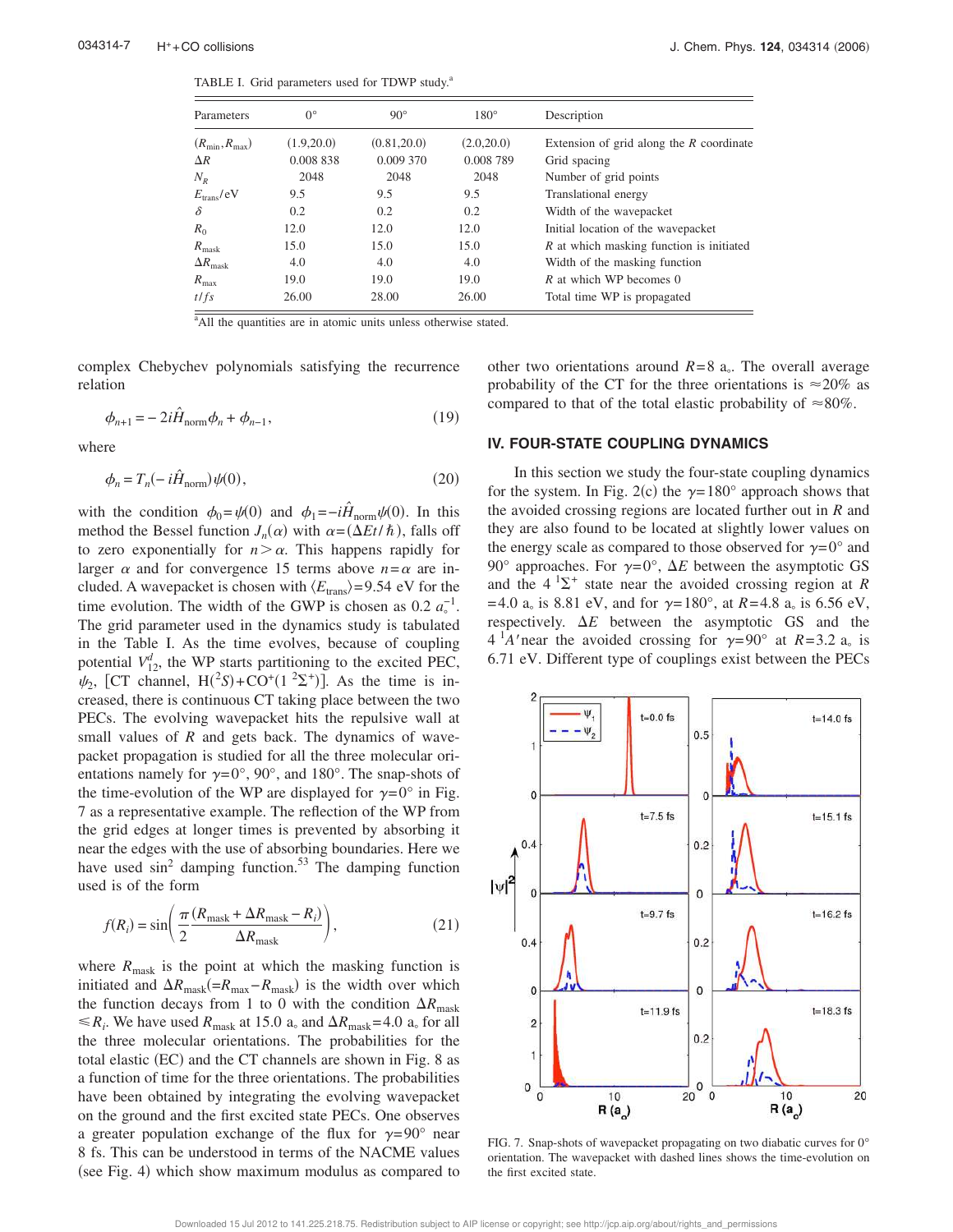TABLE I. Grid parameters used for TDWP study.[a]

| Parameters | 0° | 90° | 180° | Description |
|---|---|---|---|---|
| $(R_{min}, R_{max})$ | (1.9,20.0) | (0.81,20.0) | (2.0,20.0) | Extension of grid along the $R$ coordinate |
| $\Delta R$ | 0.008 838 | 0.009 370 | 0.008 789 | Grid spacing |
| $N_R$ | 2048 | 2048 | 2048 | Number of grid points |
| $E_{trans}$/eV | 9.5 | 9.5 | 9.5 | Translational energy |
| $\delta$ | 0.2 | 0.2 | 0.2 | Width of the wavepacket |
| $R_0$ | 12.0 | 12.0 | 12.0 | Initial location of the wavepacket |
| $R_{mask}$ | 15.0 | 15.0 | 15.0 | $R$ at which masking function is initiated |
| $\Delta R_{mask}$ | 4.0 | 4.0 | 4.0 | Width of the masking function |
| $R_{max}$ | 19.0 | 19.0 | 19.0 | $R$ at which WP becomes 0 |
| $t/fs$ | 26.00 | 28.00 | 26.00 | Total time WP is propagated |

[a]All the quantities are in atomic units unless otherwise stated.

complex Chebychev polynomials satisfying the recurrence relation

$$\phi_{n+1} = -2i\hat{H}_{\text{norm}}\phi_n + \phi_{n-1}, \tag{19}$$

where

$$\phi_n = T_n(-i\hat{H}_{\text{norm}})\psi(0), \tag{20}$$

with the condition $\phi_0=\psi(0)$ and $\phi_1=-i\hat{H}_{\text{norm}}\psi(0)$. In this method the Bessel function $J_n(\alpha)$ with $\alpha=(\Delta Et/\hbar)$, falls off to zero exponentially for $n>\alpha$. This happens rapidly for larger $\alpha$ and for convergence 15 terms above $n=\alpha$ are included. A wavepacket is chosen with $\langle E_{trans}\rangle=9.54$ eV for the time evolution. The width of the GWP is chosen as 0.2 $a_\circ^{-1}$. The grid parameter used in the dynamics study is tabulated in the Table I. As the time evolves, because of coupling potential $V_{12}^d$, the WP starts partitioning to the excited PEC, $\psi_2$, [CT channel, $H(^2S)+CO^+(1\ ^2\Sigma^+)$]. As the time is increased, there is continuous CT taking place between the two PECs. The evolving wavepacket hits the repulsive wall at small values of $R$ and gets back. The dynamics of wavepacket propagation is studied for all the three molecular orientations namely for $\gamma=0°$, 90°, and 180°. The snap-shots of the time-evolution of the WP are displayed for $\gamma=0°$ in Fig. 7 as a representative example. The reflection of the WP from the grid edges at longer times is prevented by absorbing it near the edges with the use of absorbing boundaries. Here we have used $\sin^2$ damping function.[53] The damping function used is of the form

$$f(R_i) = \sin\left(\frac{\pi}{2}\frac{(R_{\text{mask}}+\Delta R_{\text{mask}}-R_i)}{\Delta R_{\text{mask}}}\right), \tag{21}$$

where $R_{mask}$ is the point at which the masking function is initiated and $\Delta R_{mask}(=R_{max}-R_{mask})$ is the width over which the function decays from 1 to 0 with the condition $\Delta R_{mask}\leqslant R_i$. We have used $R_{mask}$ at 15.0 $a_\circ$ and $\Delta R_{mask}=4.0$ $a_\circ$ for all the three molecular orientations. The probabilities for the total elastic (EC) and the CT channels are shown in Fig. 8 as a function of time for the three orientations. The probabilities have been obtained by integrating the evolving wavepacket on the ground and the first excited state PECs. One observes a greater population exchange of the flux for $\gamma=90°$ near 8 fs. This can be understood in terms of the NACME values (see Fig. 4) which show maximum modulus as compared to other two orientations around $R=8$ $a_\circ$. The overall average probability of the CT for the three orientations is ≈20% as compared to that of the total elastic probability of ≈80%.

## IV. FOUR-STATE COUPLING DYNAMICS

In this section we study the four-state coupling dynamics for the system. In Fig. 2(c) the $\gamma=180°$ approach shows that the avoided crossing regions are located further out in $R$ and they are also found to be located at slightly lower values on the energy scale as compared to those observed for $\gamma=0°$ and 90° approaches. For $\gamma=0°$, $\Delta E$ between the asymptotic GS and the $4\ ^1\Sigma^+$ state near the avoided crossing region at $R=4.0$ $a_\circ$ is 8.81 eV, and for $\gamma=180°$, at $R=4.8$ $a_\circ$ is 6.56 eV, respectively. $\Delta E$ between the asymptotic GS and the $4\ ^1A'$near the avoided crossing for $\gamma=90°$ at $R=3.2$ $a_\circ$ is 6.71 eV. Different type of couplings exist between the PECs

FIG. 7. Snap-shots of wavepacket propagating on two diabatic curves for 0° orientation. The wavepacket with dashed lines shows the time-evolution on the first excited state.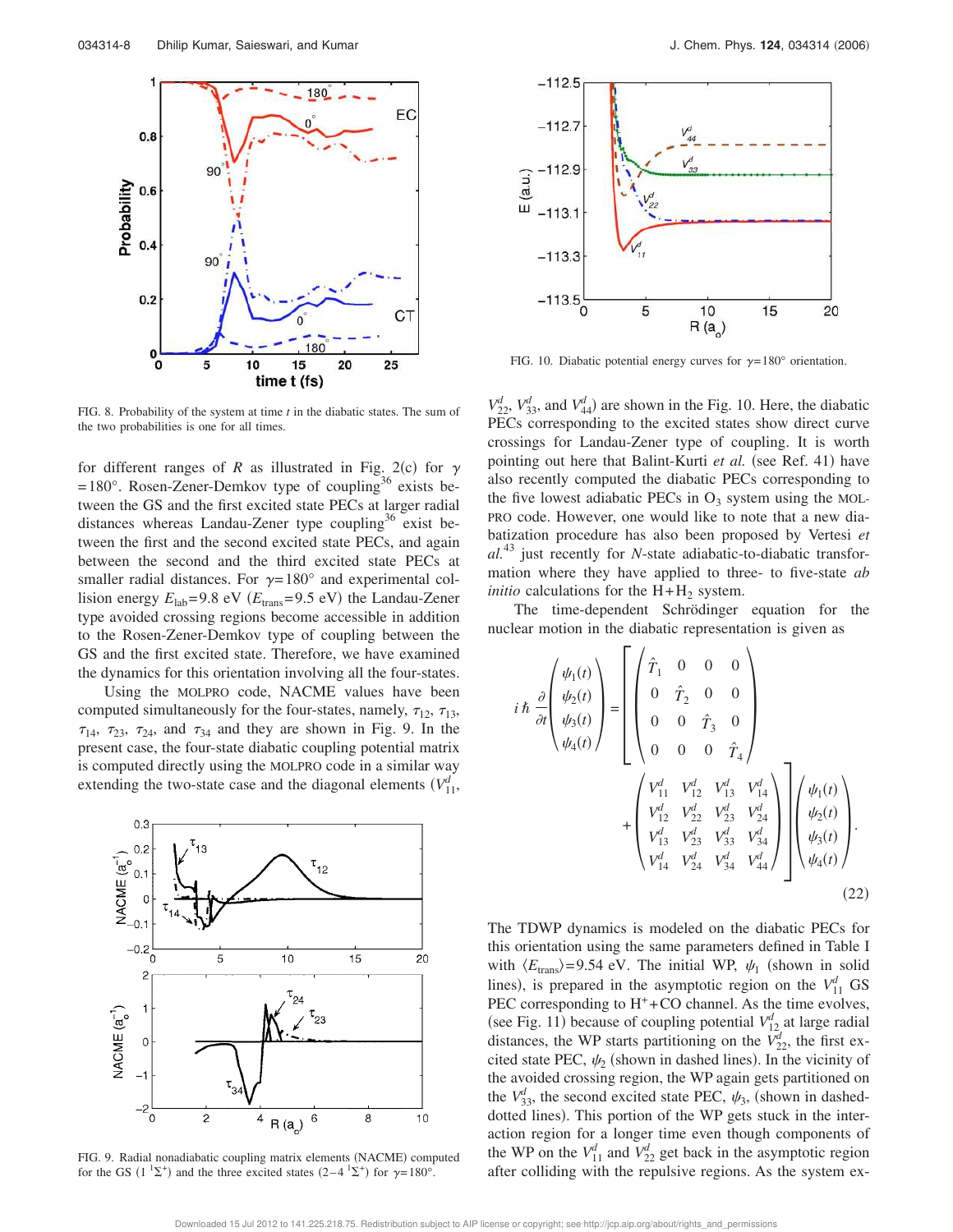FIG. 8. Probability of the system at time $t$ in the diabatic states. The sum of the two probabilities is one for all times.

for different ranges of $R$ as illustrated in Fig. 2(c) for $\gamma = 180°$. Rosen-Zener-Demkov type of coupling[36] exists between the GS and the first excited state PECs at larger radial distances whereas Landau-Zener type coupling[36] exist between the first and the second excited state PECs, and again between the second and the third excited state PECs at smaller radial distances. For $\gamma = 180°$ and experimental collision energy $E_{\mathrm{lab}} = 9.8$ eV ($E_{\mathrm{trans}} = 9.5$ eV) the Landau-Zener type avoided crossing regions become accessible in addition to the Rosen-Zener-Demkov type of coupling between the GS and the first excited state. Therefore, we have examined the dynamics for this orientation involving all the four-states.

Using the MOLPRO code, NACME values have been computed simultaneously for the four-states, namely, $\tau_{12}$, $\tau_{13}$, $\tau_{14}$, $\tau_{23}$, $\tau_{24}$, and $\tau_{34}$ and they are shown in Fig. 9. In the present case, the four-state diabatic coupling potential matrix is computed directly using the MOLPRO code in a similar way extending the two-state case and the diagonal elements ($V_{11}^{d}$, $V_{22}^{d}$, $V_{33}^{d}$, and $V_{44}^{d}$) are shown in the Fig. 10. Here, the diabatic PECs corresponding to the excited states show direct curve crossings for Landau-Zener type of coupling. It is worth pointing out here that Balint-Kurti *et al.* (see Ref. 41) have also recently computed the diabatic PECs corresponding to the five lowest adiabatic PECs in $O_3$ system using the MOLPRO code. However, one would like to note that a new diabatization procedure has also been proposed by Vertesi *et al.*[43] just recently for $N$-state adiabatic-to-diabatic transformation where they have applied to three- to five-state *ab initio* calculations for the H+$H_2$ system.

FIG. 9. Radial nonadiabatic coupling matrix elements (NACME) computed for the GS ($1\,^1\Sigma^+$) and the three excited states ($2-4\,^1\Sigma^+$) for $\gamma = 180°$.

FIG. 10. Diabatic potential energy curves for $\gamma = 180°$ orientation.

The time-dependent Schrödinger equation for the nuclear motion in the diabatic representation is given as

$$
i\hbar \frac{\partial}{\partial t}\begin{pmatrix}\psi_1(t)\\ \psi_2(t)\\ \psi_3(t)\\ \psi_4(t)\end{pmatrix} = \left[\begin{pmatrix}\hat{T}_1 & 0 & 0 & 0\\ 0 & \hat{T}_2 & 0 & 0\\ 0 & 0 & \hat{T}_3 & 0\\ 0 & 0 & 0 & \hat{T}_4\end{pmatrix} + \begin{pmatrix}V_{11}^{d} & V_{12}^{d} & V_{13}^{d} & V_{14}^{d}\\ V_{12}^{d} & V_{22}^{d} & V_{23}^{d} & V_{24}^{d}\\ V_{13}^{d} & V_{23}^{d} & V_{33}^{d} & V_{34}^{d}\\ V_{14}^{d} & V_{24}^{d} & V_{34}^{d} & V_{44}^{d}\end{pmatrix}\right]\begin{pmatrix}\psi_1(t)\\ \psi_2(t)\\ \psi_3(t)\\ \psi_4(t)\end{pmatrix}. \tag{22}
$$

The TDWP dynamics is modeled on the diabatic PECs for this orientation using the same parameters defined in Table I with $\langle E_{\mathrm{trans}} \rangle = 9.54$ eV. The initial WP, $\psi_1$ (shown in solid lines), is prepared in the asymptotic region on the $V_{11}^{d}$ GS PEC corresponding to H$^+$+CO channel. As the time evolves, (see Fig. 11) because of coupling potential $V_{12}^{d}$ at large radial distances, the WP starts partitioning on the $V_{22}^{d}$, the first excited state PEC, $\psi_2$ (shown in dashed lines). In the vicinity of the avoided crossing region, the WP again gets partitioned on the $V_{33}^{d}$, the second excited state PEC, $\psi_3$, (shown in dashed-dotted lines). This portion of the WP gets stuck in the interaction region for a longer time even though components of the WP on the $V_{11}^{d}$ and $V_{22}^{d}$ get back in the asymptotic region after colliding with the repulsive regions. As the system ex-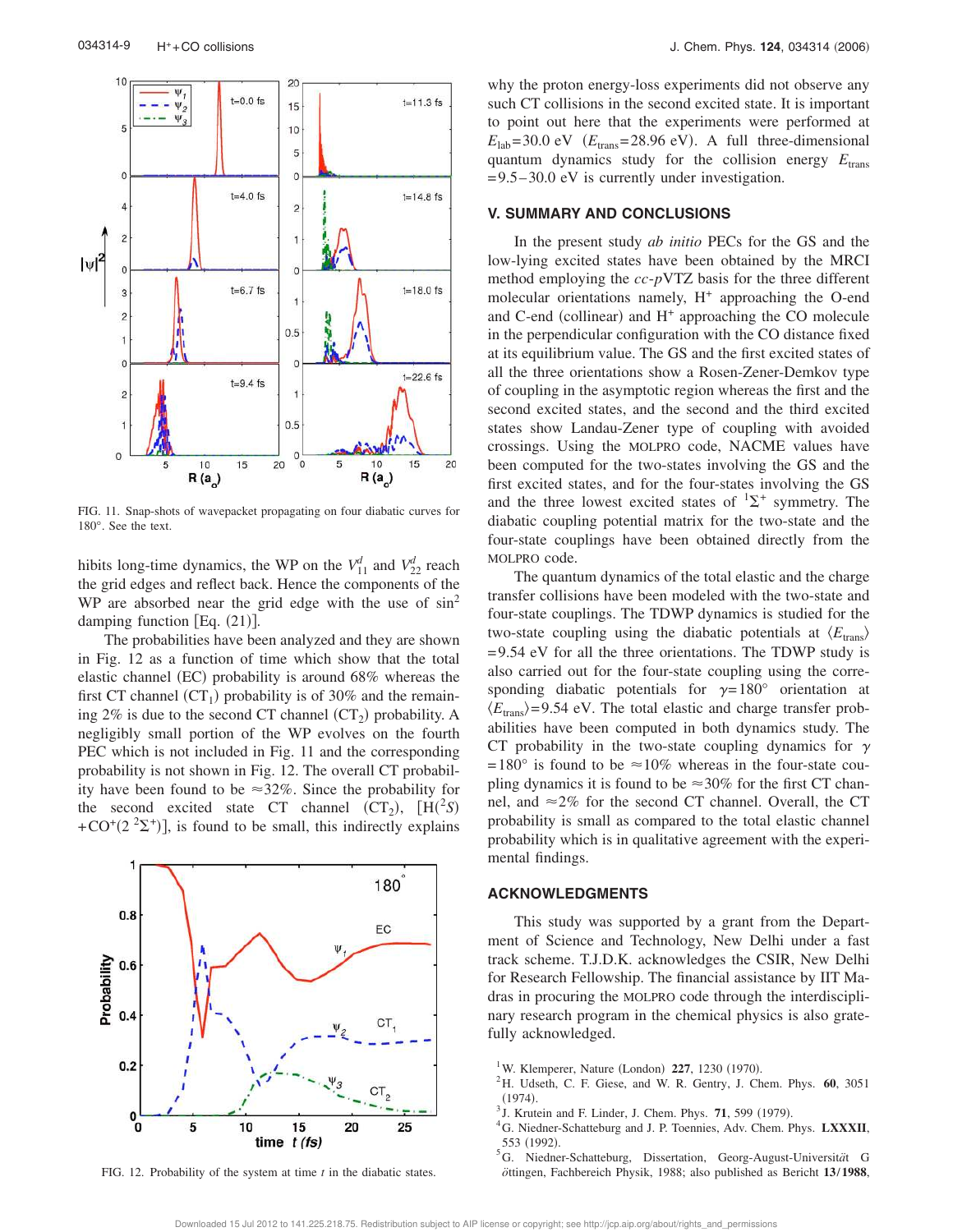FIG. 11. Snap-shots of wavepacket propagating on four diabatic curves for 180°. See the text.

hibits long-time dynamics, the WP on the $V_{11}^d$ and $V_{22}^d$ reach the grid edges and reflect back. Hence the components of the WP are absorbed near the grid edge with the use of $\sin^2$ damping function [Eq. (21)].

The probabilities have been analyzed and they are shown in Fig. 12 as a function of time which show that the total elastic channel (EC) probability is around 68% whereas the first CT channel ($CT_1$) probability is of 30% and the remaining 2% is due to the second CT channel ($CT_2$) probability. A negligibly small portion of the WP evolves on the fourth PEC which is not included in Fig. 11 and the corresponding probability is not shown in Fig. 12. The overall CT probability have been found to be ≈32%. Since the probability for the second excited state CT channel ($CT_2$), [$H(^2S)+CO^+(2\,^2\Sigma^+)$], is found to be small, this indirectly explains why the proton energy-loss experiments did not observe any such CT collisions in the second excited state. It is important to point out here that the experiments were performed at $E_{lab}$=30.0 eV ($E_{trans}$=28.96 eV). A full three-dimensional quantum dynamics study for the collision energy $E_{trans}$ =9.5–30.0 eV is currently under investigation.

FIG. 12. Probability of the system at time $t$ in the diabatic states.

## V. SUMMARY AND CONCLUSIONS

In the present study *ab initio* PECs for the GS and the low-lying excited states have been obtained by the MRCI method employing the *cc-p*VTZ basis for the three different molecular orientations namely, $H^+$ approaching the O-end and C-end (collinear) and $H^+$ approaching the CO molecule in the perpendicular configuration with the CO distance fixed at its equilibrium value. The GS and the first excited states of all the three orientations show a Rosen-Zener-Demkov type of coupling in the asymptotic region whereas the first and the second excited states, and the second and the third excited states show Landau-Zener type of coupling with avoided crossings. Using the MOLPRO code, NACME values have been computed for the two-states involving the GS and the first excited states, and for the four-states involving the GS and the three lowest excited states of $^1\Sigma^+$ symmetry. The diabatic coupling potential matrix for the two-state and the four-state couplings have been obtained directly from the MOLPRO code.

The quantum dynamics of the total elastic and the charge transfer collisions have been modeled with the two-state and four-state couplings. The TDWP dynamics is studied for the two-state coupling using the diabatic potentials at $\langle E_{trans}\rangle$ =9.54 eV for all the three orientations. The TDWP study is also carried out for the four-state coupling using the corresponding diabatic potentials for $\gamma$=180° orientation at $\langle E_{trans}\rangle$=9.54 eV. The total elastic and charge transfer probabilities have been computed in both dynamics study. The CT probability in the two-state coupling dynamics for $\gamma$ =180° is found to be ≈10% whereas in the four-state coupling dynamics it is found to be ≈30% for the first CT channel, and ≈2% for the second CT channel. Overall, the CT probability is small as compared to the total elastic channel probability which is in qualitative agreement with the experimental findings.

## ACKNOWLEDGMENTS

This study was supported by a grant from the Department of Science and Technology, New Delhi under a fast track scheme. T.J.D.K. acknowledges the CSIR, New Delhi for Research Fellowship. The financial assistance by IIT Madras in procuring the MOLPRO code through the interdisciplinary research program in the chemical physics is also gratefully acknowledged.

[1] W. Klemperer, Nature (London) **227**, 1230 (1970).
[2] H. Udseth, C. F. Giese, and W. R. Gentry, J. Chem. Phys. **60**, 3051 (1974).
[3] J. Krutein and F. Linder, J. Chem. Phys. **71**, 599 (1979).
[4] G. Niedner-Schatteburg and J. P. Toennies, Adv. Chem. Phys. **LXXXII**, 553 (1992).
[5] G. Niedner-Schatteburg, Dissertation, Georg-August-Universität Göttingen, Fachbereich Physik, 1988; also published as Bericht **13/1988**,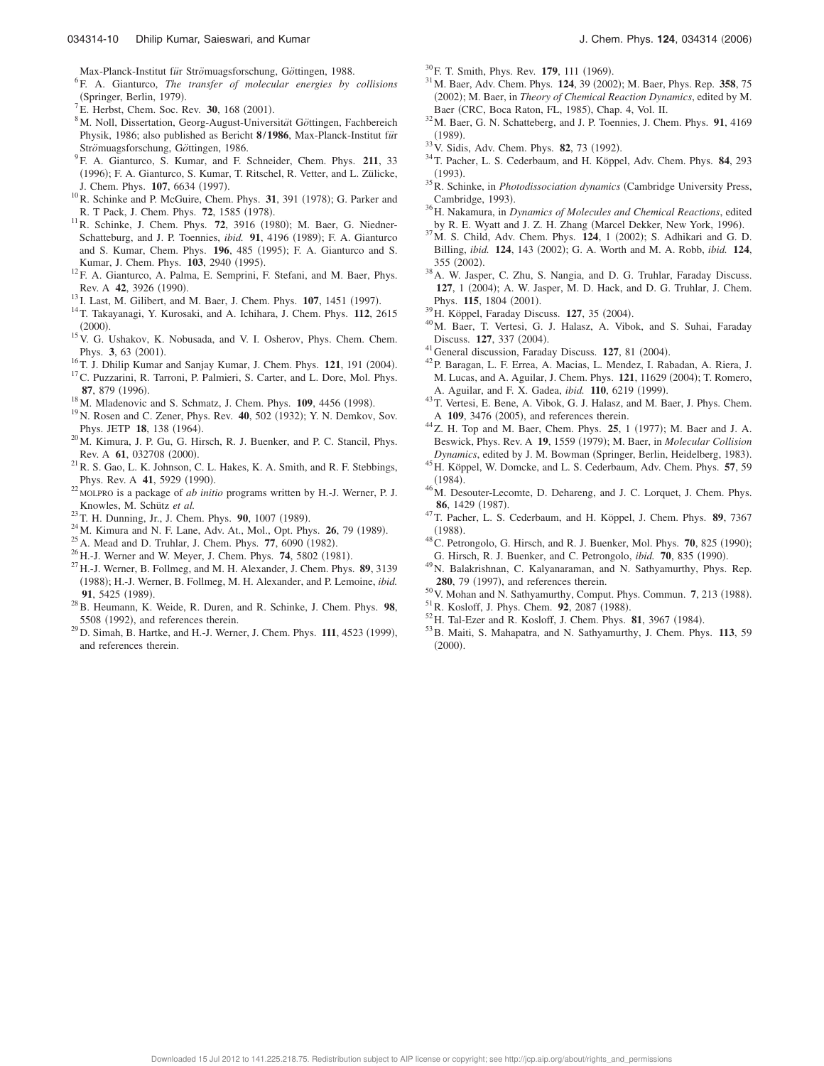Max-Planck-Institut für Strömuagsforschung, Göttingen, 1988.

[6] F. A. Gianturco, *The transfer of molecular energies by collisions* (Springer, Berlin, 1979).

[7] E. Herbst, Chem. Soc. Rev. **30**, 168 (2001).

[8] M. Noll, Dissertation, Georg-August-Universität Göttingen, Fachbereich Physik, 1986; also published as Bericht **8/1986**, Max-Planck-Institut für Strömuagsforschung, Göttingen, 1986.

[9] F. A. Gianturco, S. Kumar, and F. Schneider, Chem. Phys. **211**, 33 (1996); F. A. Gianturco, S. Kumar, T. Ritschel, R. Vetter, and L. Zülicke, J. Chem. Phys. **107**, 6634 (1997).

[10] R. Schinke and P. McGuire, Chem. Phys. **31**, 391 (1978); G. Parker and R. T Pack, J. Chem. Phys. **72**, 1585 (1978).

[11] R. Schinke, J. Chem. Phys. **72**, 3916 (1980); M. Baer, G. Niedner-Schatteburg, and J. P. Toennies, *ibid.* **91**, 4196 (1989); F. A. Gianturco and S. Kumar, Chem. Phys. **196**, 485 (1995); F. A. Gianturco and S. Kumar, J. Chem. Phys. **103**, 2940 (1995).

[12] F. A. Gianturco, A. Palma, E. Semprini, F. Stefani, and M. Baer, Phys. Rev. A **42**, 3926 (1990).

[13] I. Last, M. Gilibert, and M. Baer, J. Chem. Phys. **107**, 1451 (1997).

[14] T. Takayanagi, Y. Kurosaki, and A. Ichihara, J. Chem. Phys. **112**, 2615 (2000).

[15] V. G. Ushakov, K. Nobusada, and V. I. Osherov, Phys. Chem. Chem. Phys. **3**, 63 (2001).

[16] T. J. Dhilip Kumar and Sanjay Kumar, J. Chem. Phys. **121**, 191 (2004).

[17] C. Puzzarini, R. Tarroni, P. Palmieri, S. Carter, and L. Dore, Mol. Phys. **87**, 879 (1996).

[18] M. Mladenovic and S. Schmatz, J. Chem. Phys. **109**, 4456 (1998).

[19] N. Rosen and C. Zener, Phys. Rev. **40**, 502 (1932); Y. N. Demkov, Sov. Phys. JETP **18**, 138 (1964).

[20] M. Kimura, J. P. Gu, G. Hirsch, R. J. Buenker, and P. C. Stancil, Phys. Rev. A **61**, 032708 (2000).

[21] R. S. Gao, L. K. Johnson, C. L. Hakes, K. A. Smith, and R. F. Stebbings, Phys. Rev. A **41**, 5929 (1990).

[22] MOLPRO is a package of *ab initio* programs written by H.-J. Werner, P. J. Knowles, M. Schütz *et al.*

[23] T. H. Dunning, Jr., J. Chem. Phys. **90**, 1007 (1989).

[24] M. Kimura and N. F. Lane, Adv. At., Mol., Opt. Phys. **26**, 79 (1989).

[25] A. Mead and D. Truhlar, J. Chem. Phys. **77**, 6090 (1982).

[26] H.-J. Werner and W. Meyer, J. Chem. Phys. **74**, 5802 (1981).

[27] H.-J. Werner, B. Follmeg, and M. H. Alexander, J. Chem. Phys. **89**, 3139 (1988); H.-J. Werner, B. Follmeg, M. H. Alexander, and P. Lemoine, *ibid.* **91**, 5425 (1989).

[28] B. Heumann, K. Weide, R. Duren, and R. Schinke, J. Chem. Phys. **98**, 5508 (1992), and references therein.

[29] D. Simah, B. Hartke, and H.-J. Werner, J. Chem. Phys. **111**, 4523 (1999), and references therein.

[30] F. T. Smith, Phys. Rev. **179**, 111 (1969).

[31] M. Baer, Adv. Chem. Phys. **124**, 39 (2002); M. Baer, Phys. Rep. **358**, 75 (2002); M. Baer, in *Theory of Chemical Reaction Dynamics*, edited by M. Baer (CRC, Boca Raton, FL, 1985), Chap. 4, Vol. II.

[32] M. Baer, G. N. Schatteberg, and J. P. Toennies, J. Chem. Phys. **91**, 4169 (1989).

[33] V. Sidis, Adv. Chem. Phys. **82**, 73 (1992).

[34] T. Pacher, L. S. Cederbaum, and H. Köppel, Adv. Chem. Phys. **84**, 293 (1993).

[35] R. Schinke, in *Photodissociation dynamics* (Cambridge University Press, Cambridge, 1993).

[36] H. Nakamura, in *Dynamics of Molecules and Chemical Reactions*, edited by R. E. Wyatt and J. Z. H. Zhang (Marcel Dekker, New York, 1996).

[37] M. S. Child, Adv. Chem. Phys. **124**, 1 (2002); S. Adhikari and G. D. Billing, *ibid.* **124**, 143 (2002); G. A. Worth and M. A. Robb, *ibid.* **124**, 355 (2002).

[38] A. W. Jasper, C. Zhu, S. Nangia, and D. G. Truhlar, Faraday Discuss. **127**, 1 (2004); A. W. Jasper, M. D. Hack, and D. G. Truhlar, J. Chem. Phys. **115**, 1804 (2001).

[39] H. Köppel, Faraday Discuss. **127**, 35 (2004).

[40] M. Baer, T. Vertesi, G. J. Halasz, A. Vibok, and S. Suhai, Faraday Discuss. **127**, 337 (2004).

[41] General discussion, Faraday Discuss. **127**, 81 (2004).

[42] P. Baragan, L. F. Errea, A. Macias, L. Mendez, I. Rabadan, A. Riera, J. M. Lucas, and A. Aguilar, J. Chem. Phys. **121**, 11629 (2004); T. Romero, A. Aguilar, and F. X. Gadea, *ibid.* **110**, 6219 (1999).

[43] T. Vertesi, E. Bene, A. Vibok, G. J. Halasz, and M. Baer, J. Phys. Chem. A **109**, 3476 (2005), and references therein.

[44] Z. H. Top and M. Baer, Chem. Phys. **25**, 1 (1977); M. Baer and J. A. Beswick, Phys. Rev. A **19**, 1559 (1979); M. Baer, in *Molecular Collision Dynamics*, edited by J. M. Bowman (Springer, Berlin, Heidelberg, 1983).

[45] H. Köppel, W. Domcke, and L. S. Cederbaum, Adv. Chem. Phys. **57**, 59 (1984).

[46] M. Desouter-Lecomte, D. Dehareng, and J. C. Lorquet, J. Chem. Phys. **86**, 1429 (1987).

[47] T. Pacher, L. S. Cederbaum, and H. Köppel, J. Chem. Phys. **89**, 7367 (1988).

[48] C. Petrongolo, G. Hirsch, and R. J. Buenker, Mol. Phys. **70**, 825 (1990); G. Hirsch, R. J. Buenker, and C. Petrongolo, *ibid.* **70**, 835 (1990).

[49] N. Balakrishnan, C. Kalyanaraman, and N. Sathyamurthy, Phys. Rep. **280**, 79 (1997), and references therein.

[50] V. Mohan and N. Sathyamurthy, Comput. Phys. Commun. **7**, 213 (1988).

[51] R. Kosloff, J. Phys. Chem. **92**, 2087 (1988).

[52] H. Tal-Ezer and R. Kosloff, J. Chem. Phys. **81**, 3967 (1984).

[53] B. Maiti, S. Mahapatra, and N. Sathyamurthy, J. Chem. Phys. **113**, 59 (2000).